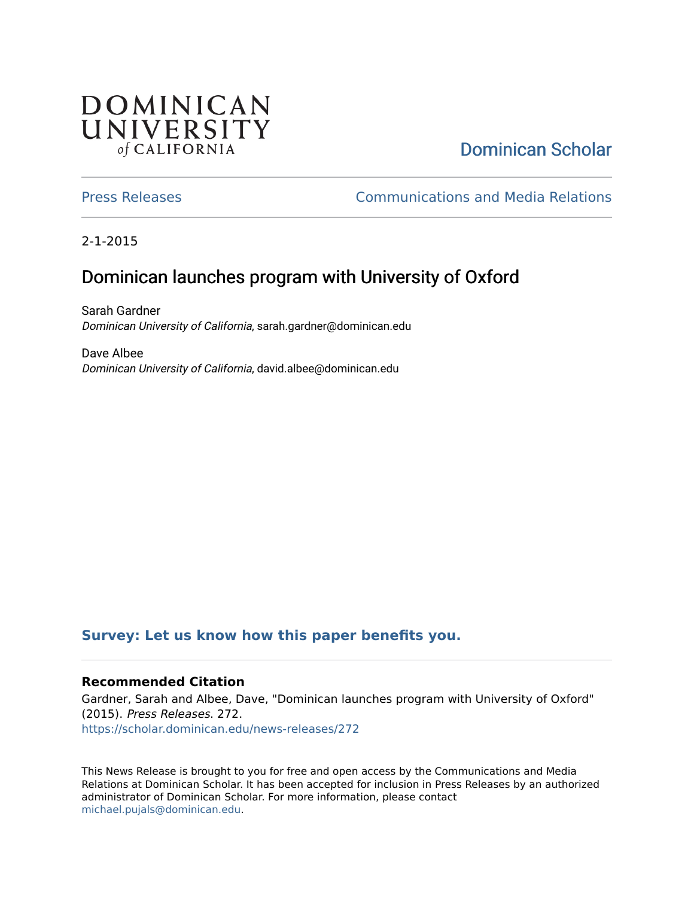DOMINICAN UNIVERSITY *of* CALIFORNIA

Dominican Scholar

Press Releases | Communications and Media Relations

2-1-2015

# Dominican launches program with University of Oxford

Sarah Gardner
*Dominican University of California*, sarah.gardner@dominican.edu

Dave Albee
*Dominican University of California*, david.albee@dominican.edu

**Survey: Let us know how this paper benefits you.**

### Recommended Citation

Gardner, Sarah and Albee, Dave, "Dominican launches program with University of Oxford" (2015). *Press Releases*. 272.
https://scholar.dominican.edu/news-releases/272

This News Release is brought to you for free and open access by the Communications and Media Relations at Dominican Scholar. It has been accepted for inclusion in Press Releases by an authorized administrator of Dominican Scholar. For more information, please contact michael.pujals@dominican.edu.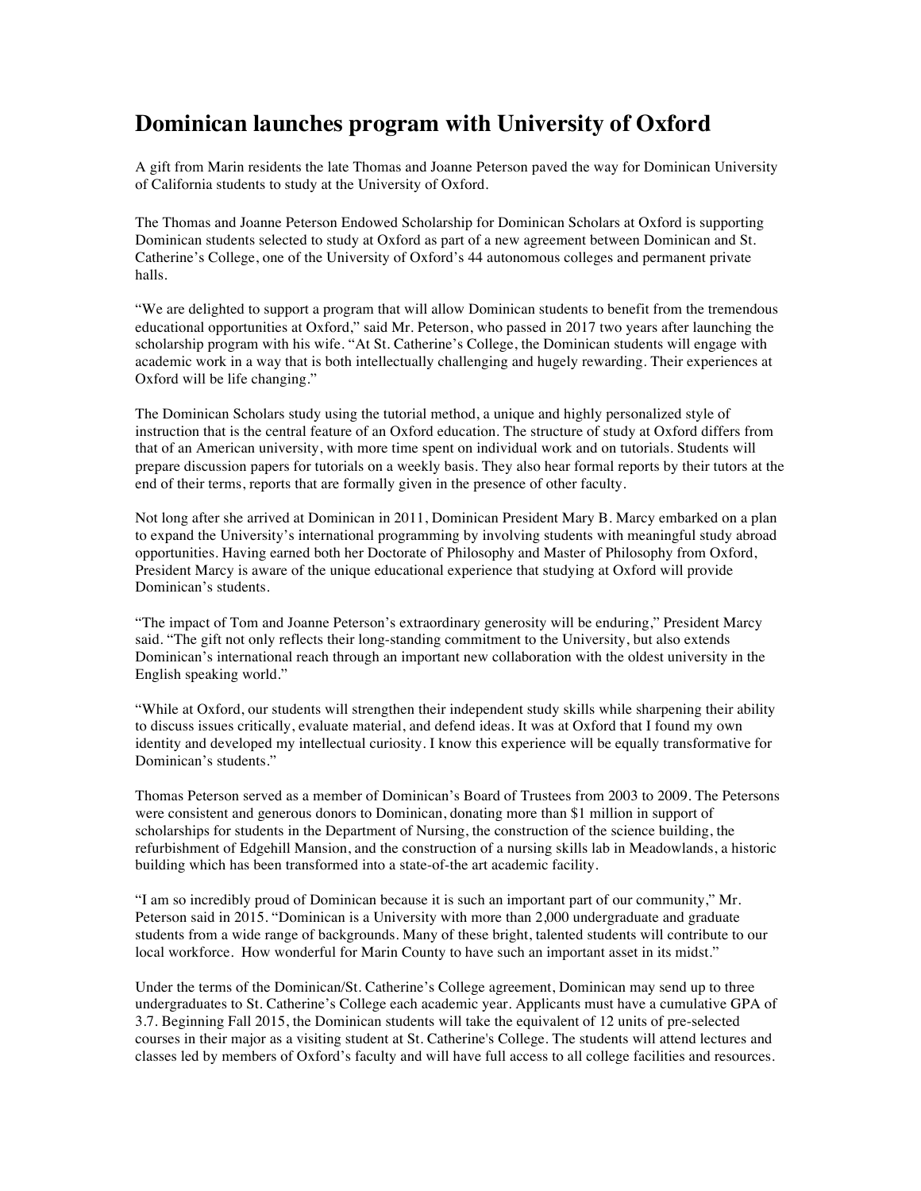# Dominican launches program with University of Oxford

A gift from Marin residents the late Thomas and Joanne Peterson paved the way for Dominican University of California students to study at the University of Oxford.

The Thomas and Joanne Peterson Endowed Scholarship for Dominican Scholars at Oxford is supporting Dominican students selected to study at Oxford as part of a new agreement between Dominican and St. Catherine's College, one of the University of Oxford's 44 autonomous colleges and permanent private halls.

"We are delighted to support a program that will allow Dominican students to benefit from the tremendous educational opportunities at Oxford," said Mr. Peterson, who passed in 2017 two years after launching the scholarship program with his wife. "At St. Catherine's College, the Dominican students will engage with academic work in a way that is both intellectually challenging and hugely rewarding. Their experiences at Oxford will be life changing."

The Dominican Scholars study using the tutorial method, a unique and highly personalized style of instruction that is the central feature of an Oxford education. The structure of study at Oxford differs from that of an American university, with more time spent on individual work and on tutorials. Students will prepare discussion papers for tutorials on a weekly basis. They also hear formal reports by their tutors at the end of their terms, reports that are formally given in the presence of other faculty.

Not long after she arrived at Dominican in 2011, Dominican President Mary B. Marcy embarked on a plan to expand the University's international programming by involving students with meaningful study abroad opportunities. Having earned both her Doctorate of Philosophy and Master of Philosophy from Oxford, President Marcy is aware of the unique educational experience that studying at Oxford will provide Dominican's students.

"The impact of Tom and Joanne Peterson's extraordinary generosity will be enduring," President Marcy said. "The gift not only reflects their long-standing commitment to the University, but also extends Dominican's international reach through an important new collaboration with the oldest university in the English speaking world."

"While at Oxford, our students will strengthen their independent study skills while sharpening their ability to discuss issues critically, evaluate material, and defend ideas. It was at Oxford that I found my own identity and developed my intellectual curiosity. I know this experience will be equally transformative for Dominican's students."

Thomas Peterson served as a member of Dominican's Board of Trustees from 2003 to 2009. The Petersons were consistent and generous donors to Dominican, donating more than $1 million in support of scholarships for students in the Department of Nursing, the construction of the science building, the refurbishment of Edgehill Mansion, and the construction of a nursing skills lab in Meadowlands, a historic building which has been transformed into a state-of-the art academic facility.

"I am so incredibly proud of Dominican because it is such an important part of our community," Mr. Peterson said in 2015. "Dominican is a University with more than 2,000 undergraduate and graduate students from a wide range of backgrounds. Many of these bright, talented students will contribute to our local workforce. How wonderful for Marin County to have such an important asset in its midst."

Under the terms of the Dominican/St. Catherine's College agreement, Dominican may send up to three undergraduates to St. Catherine's College each academic year. Applicants must have a cumulative GPA of 3.7. Beginning Fall 2015, the Dominican students will take the equivalent of 12 units of pre-selected courses in their major as a visiting student at St. Catherine's College. The students will attend lectures and classes led by members of Oxford's faculty and will have full access to all college facilities and resources.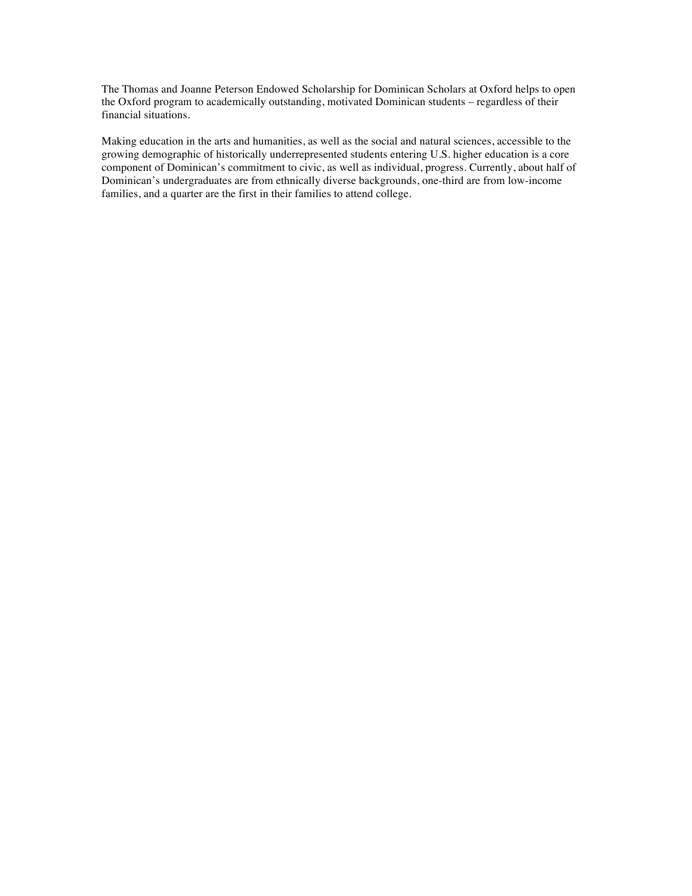The Thomas and Joanne Peterson Endowed Scholarship for Dominican Scholars at Oxford helps to open the Oxford program to academically outstanding, motivated Dominican students – regardless of their financial situations.

Making education in the arts and humanities, as well as the social and natural sciences, accessible to the growing demographic of historically underrepresented students entering U.S. higher education is a core component of Dominican's commitment to civic, as well as individual, progress. Currently, about half of Dominican's undergraduates are from ethnically diverse backgrounds, one-third are from low-income families, and a quarter are the first in their families to attend college.